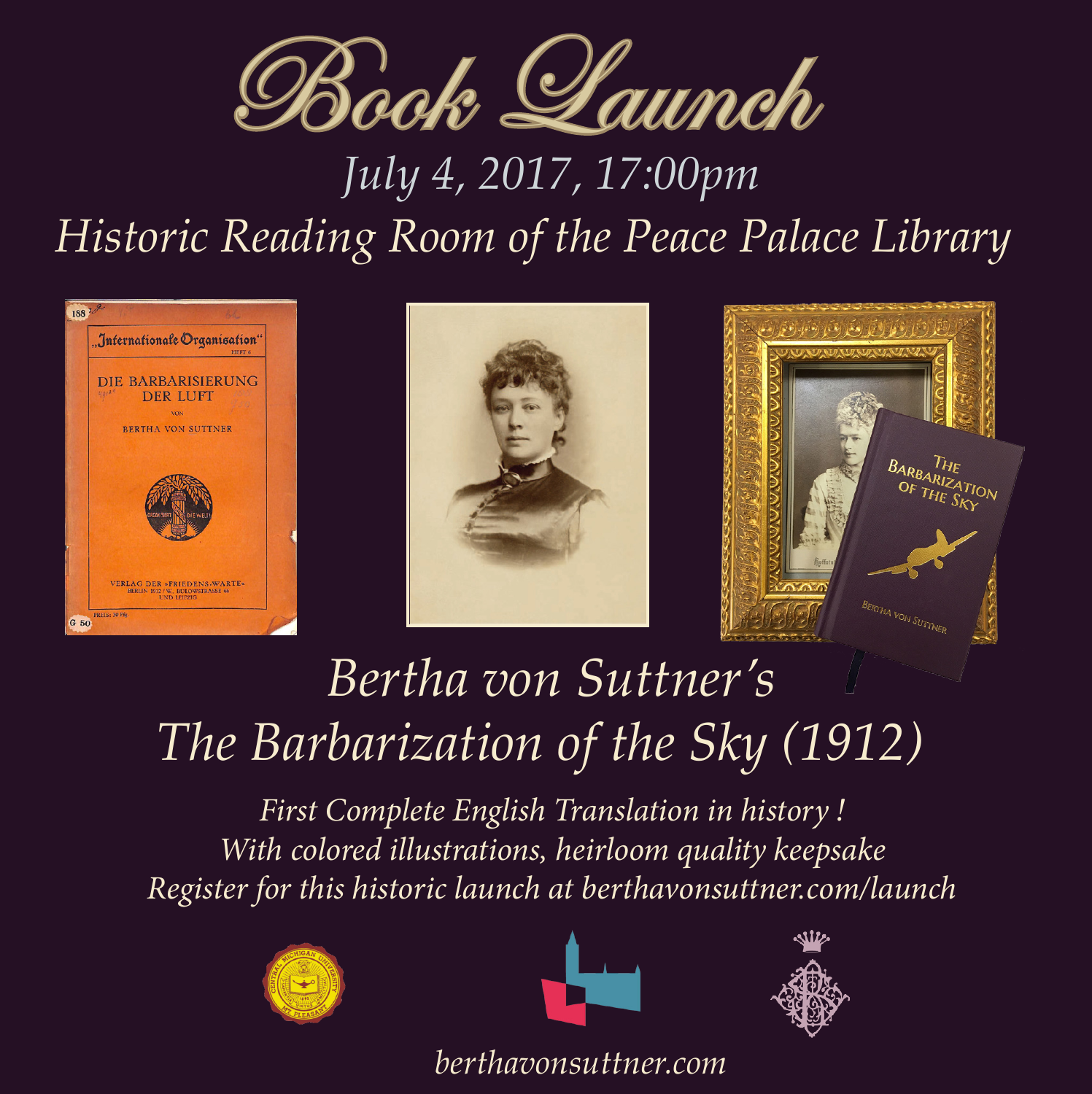# Book Launch

*July 4, 2017, 17:00pm*

*Historic Reading Room of the Peace Palace Library*

## *Bertha von Suttner's The Barbarization of the Sky (1912)*

*First Complete English Translation in history !*
*With colored illustrations, heirloom quality keepsake*
*Register for this historic launch at berthavonsuttner.com/launch*

*berthavonsuttner.com*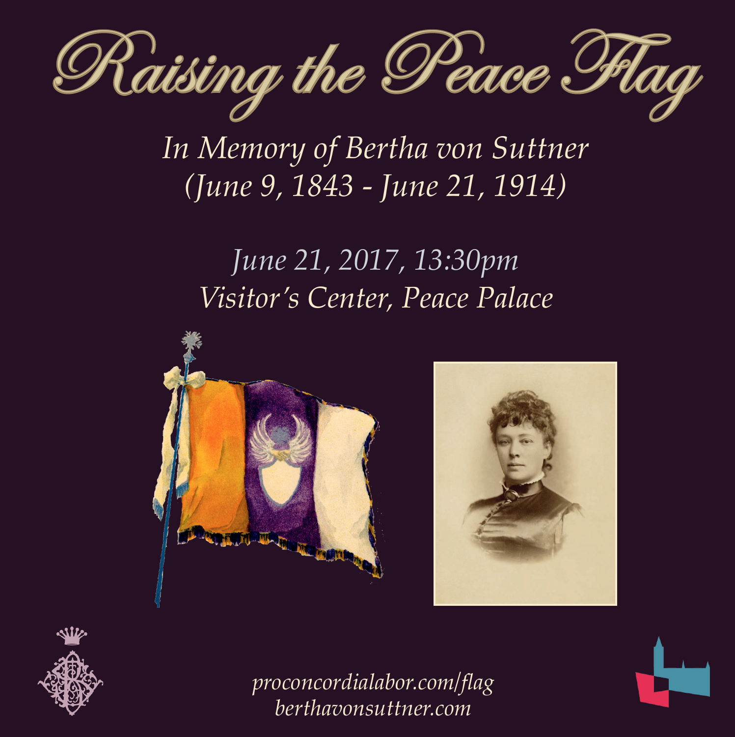# Raising the Peace Flag

*In Memory of Bertha von Suttner*
*(June 9, 1843 - June 21, 1914)*

*June 21, 2017, 13:30pm*
*Visitor's Center, Peace Palace*

*proconcordialabor.com/flag*
*berthavonsuttner.com*